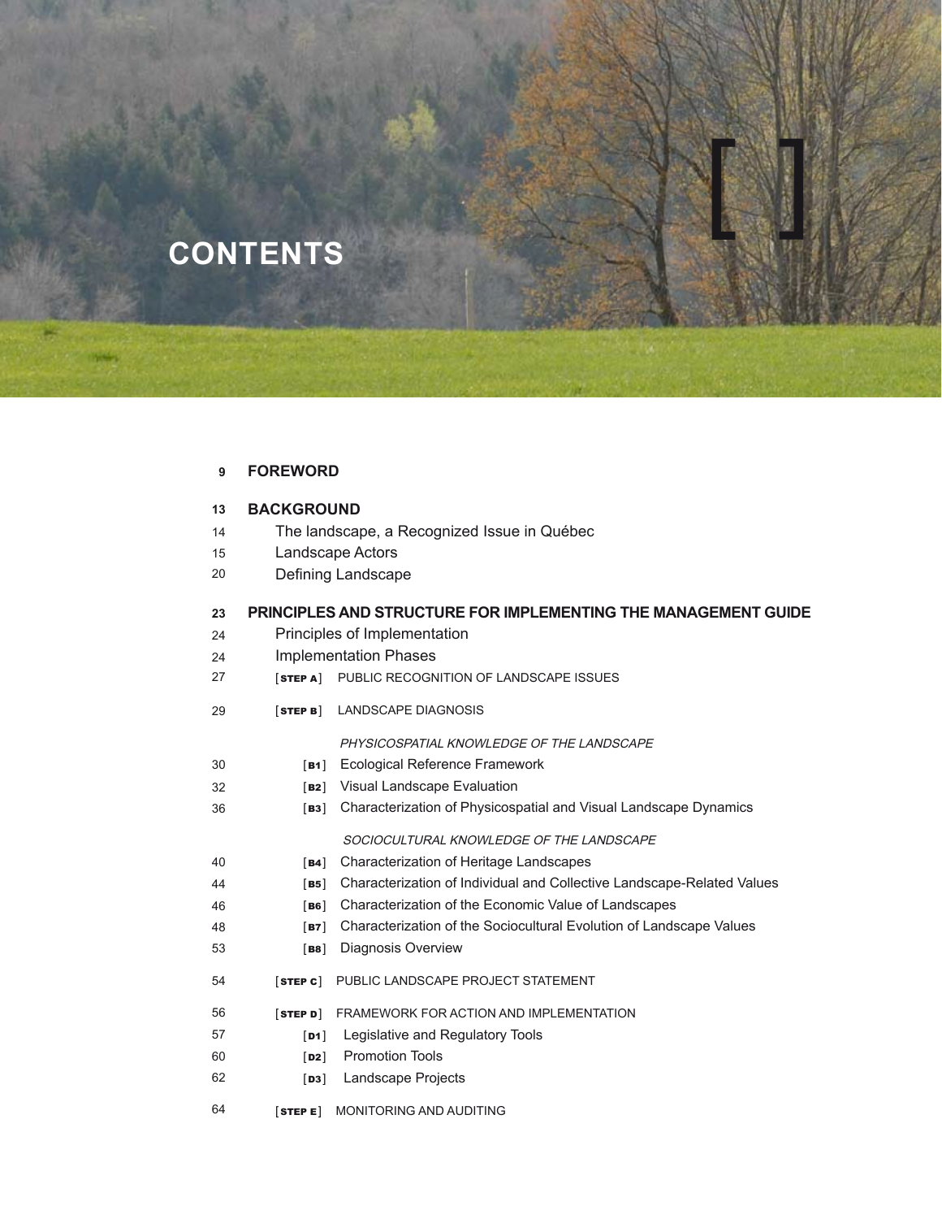# CONTENTS

| | |
|---|---|
| 9 | **FOREWORD** |
| 13 | **BACKGROUND** |
| 14 | The landscape, a Recognized Issue in Québec |
| 15 | Landscape Actors |
| 20 | Defining Landscape |
| 23 | **PRINCIPLES AND STRUCTURE FOR IMPLEMENTING THE MANAGEMENT GUIDE** |
| 24 | Principles of Implementation |
| 24 | Implementation Phases |
| 27 | [ **STEP A** ] PUBLIC RECOGNITION OF LANDSCAPE ISSUES |
| 29 | [ **STEP B** ] LANDSCAPE DIAGNOSIS |
| | *PHYSICOSPATIAL KNOWLEDGE OF THE LANDSCAPE* |
| 30 | [ **B1** ] Ecological Reference Framework |
| 32 | [ **B2** ] Visual Landscape Evaluation |
| 36 | [ **B3** ] Characterization of Physicospatial and Visual Landscape Dynamics |
| | *SOCIOCULTURAL KNOWLEDGE OF THE LANDSCAPE* |
| 40 | [ **B4** ] Characterization of Heritage Landscapes |
| 44 | [ **B5** ] Characterization of Individual and Collective Landscape-Related Values |
| 46 | [ **B6** ] Characterization of the Economic Value of Landscapes |
| 48 | [ **B7** ] Characterization of the Sociocultural Evolution of Landscape Values |
| 53 | [ **B8** ] Diagnosis Overview |
| 54 | [ **STEP C** ] PUBLIC LANDSCAPE PROJECT STATEMENT |
| 56 | [ **STEP D** ] FRAMEWORK FOR ACTION AND IMPLEMENTATION |
| 57 | [ **D1** ] Legislative and Regulatory Tools |
| 60 | [ **D2** ] Promotion Tools |
| 62 | [ **D3** ] Landscape Projects |
| 64 | [ **STEP E** ] MONITORING AND AUDITING |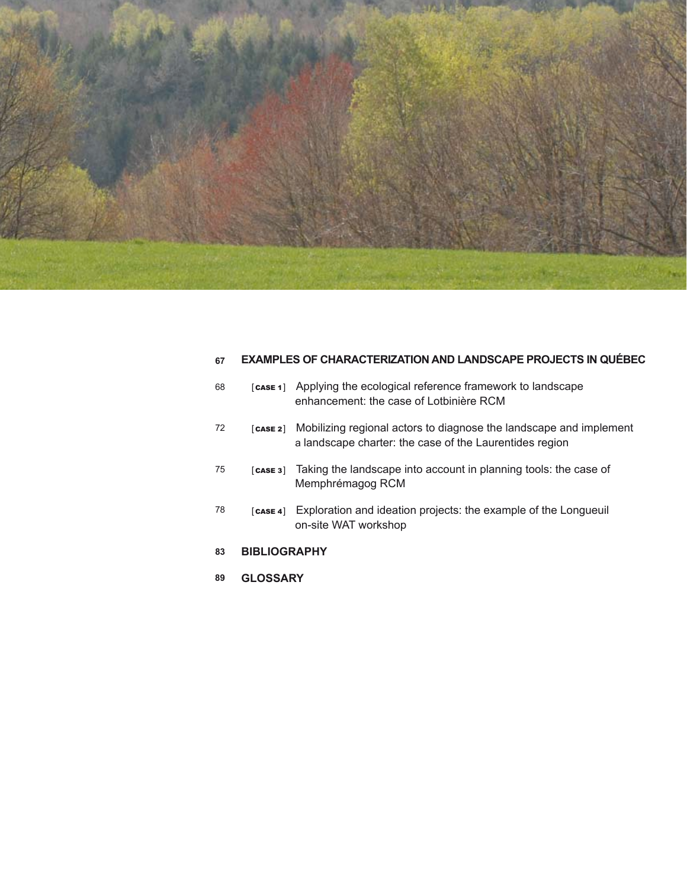67 **EXAMPLES OF CHARACTERIZATION AND LANDSCAPE PROJECTS IN QUÉBEC**

68 [CASE 1] Applying the ecological reference framework to landscape enhancement: the case of Lotbinière RCM

72 [CASE 2] Mobilizing regional actors to diagnose the landscape and implement a landscape charter: the case of the Laurentides region

75 [CASE 3] Taking the landscape into account in planning tools: the case of Memphrémagog RCM

78 [CASE 4] Exploration and ideation projects: the example of the Longueuil on-site WAT workshop

83 **BIBLIOGRAPHY**

89 **GLOSSARY**